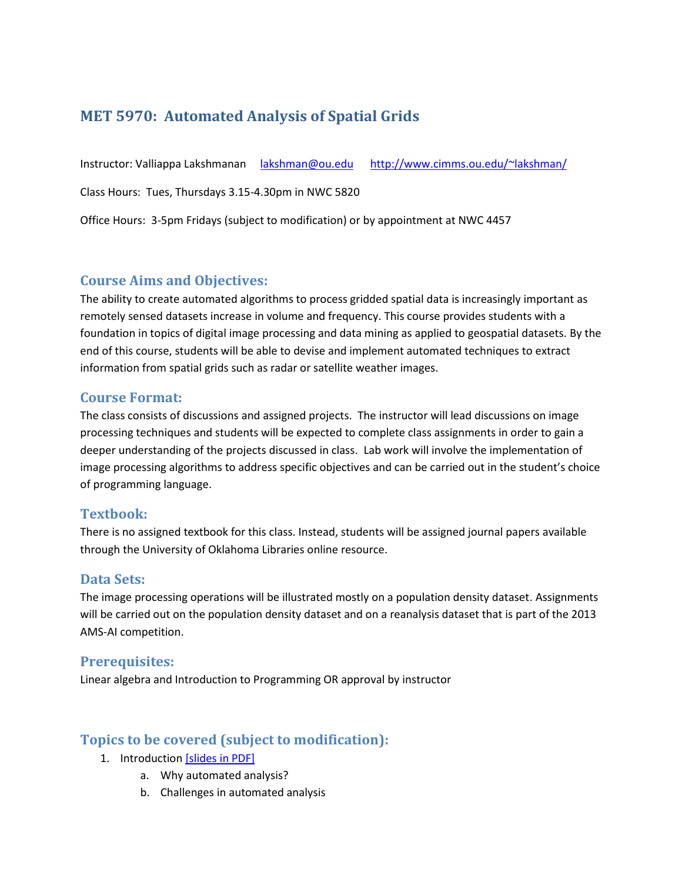# MET 5970: Automated Analysis of Spatial Grids

Instructor: Valliappa Lakshmanan    lakshman@ou.edu    http://www.cimms.ou.edu/~lakshman/

Class Hours: Tues, Thursdays 3.15-4.30pm in NWC 5820

Office Hours: 3-5pm Fridays (subject to modification) or by appointment at NWC 4457

## Course Aims and Objectives:

The ability to create automated algorithms to process gridded spatial data is increasingly important as remotely sensed datasets increase in volume and frequency. This course provides students with a foundation in topics of digital image processing and data mining as applied to geospatial datasets. By the end of this course, students will be able to devise and implement automated techniques to extract information from spatial grids such as radar or satellite weather images.

## Course Format:

The class consists of discussions and assigned projects. The instructor will lead discussions on image processing techniques and students will be expected to complete class assignments in order to gain a deeper understanding of the projects discussed in class. Lab work will involve the implementation of image processing algorithms to address specific objectives and can be carried out in the student's choice of programming language.

## Textbook:

There is no assigned textbook for this class. Instead, students will be assigned journal papers available through the University of Oklahoma Libraries online resource.

## Data Sets:

The image processing operations will be illustrated mostly on a population density dataset. Assignments will be carried out on the population density dataset and on a reanalysis dataset that is part of the 2013 AMS-AI competition.

## Prerequisites:

Linear algebra and Introduction to Programming OR approval by instructor

## Topics to be covered (subject to modification):

1. Introduction [slides in PDF]
   a. Why automated analysis?
   b. Challenges in automated analysis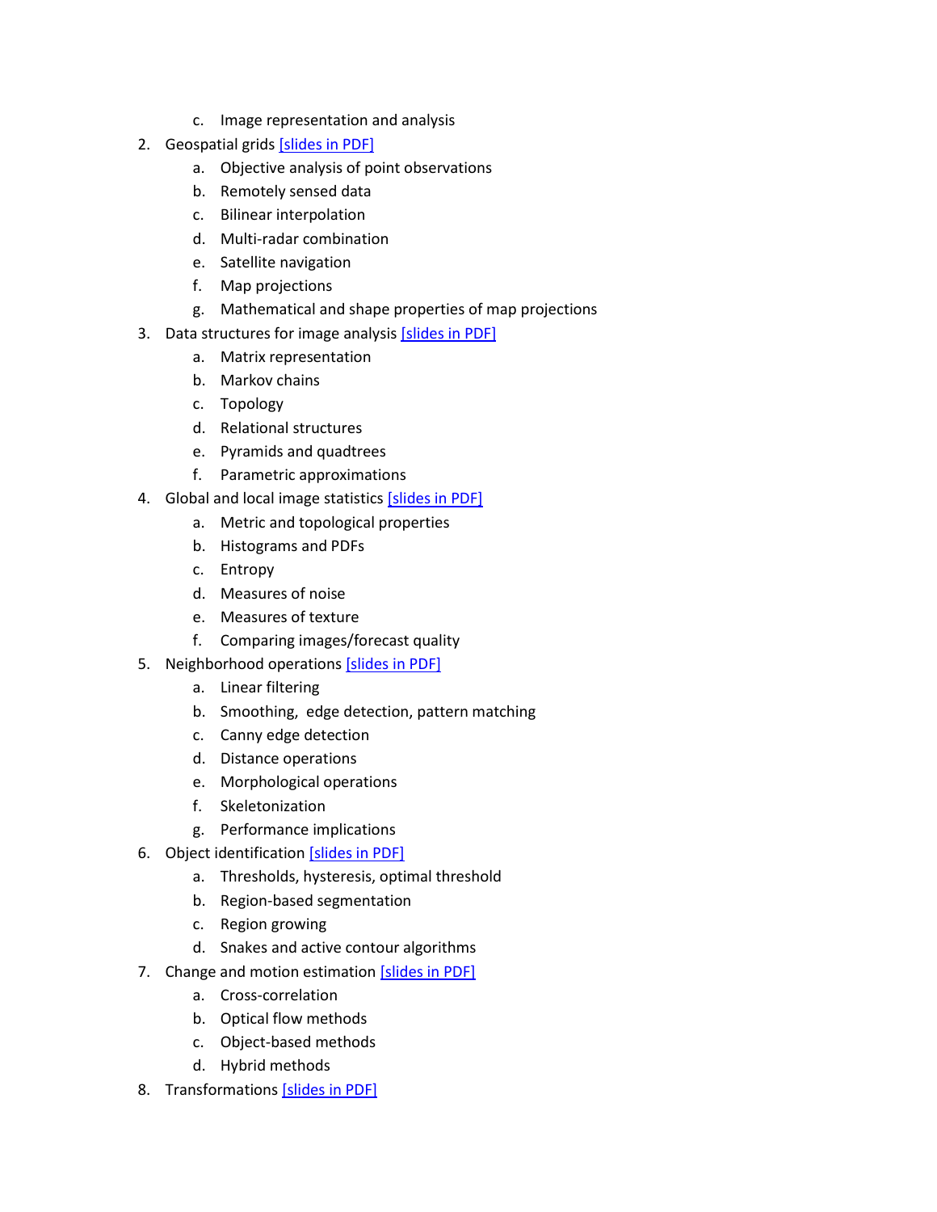c. Image representation and analysis
2. Geospatial grids [slides in PDF]
   a. Objective analysis of point observations
   b. Remotely sensed data
   c. Bilinear interpolation
   d. Multi-radar combination
   e. Satellite navigation
   f. Map projections
   g. Mathematical and shape properties of map projections
3. Data structures for image analysis [slides in PDF]
   a. Matrix representation
   b. Markov chains
   c. Topology
   d. Relational structures
   e. Pyramids and quadtrees
   f. Parametric approximations
4. Global and local image statistics [slides in PDF]
   a. Metric and topological properties
   b. Histograms and PDFs
   c. Entropy
   d. Measures of noise
   e. Measures of texture
   f. Comparing images/forecast quality
5. Neighborhood operations [slides in PDF]
   a. Linear filtering
   b. Smoothing, edge detection, pattern matching
   c. Canny edge detection
   d. Distance operations
   e. Morphological operations
   f. Skeletonization
   g. Performance implications
6. Object identification [slides in PDF]
   a. Thresholds, hysteresis, optimal threshold
   b. Region-based segmentation
   c. Region growing
   d. Snakes and active contour algorithms
7. Change and motion estimation [slides in PDF]
   a. Cross-correlation
   b. Optical flow methods
   c. Object-based methods
   d. Hybrid methods
8. Transformations [slides in PDF]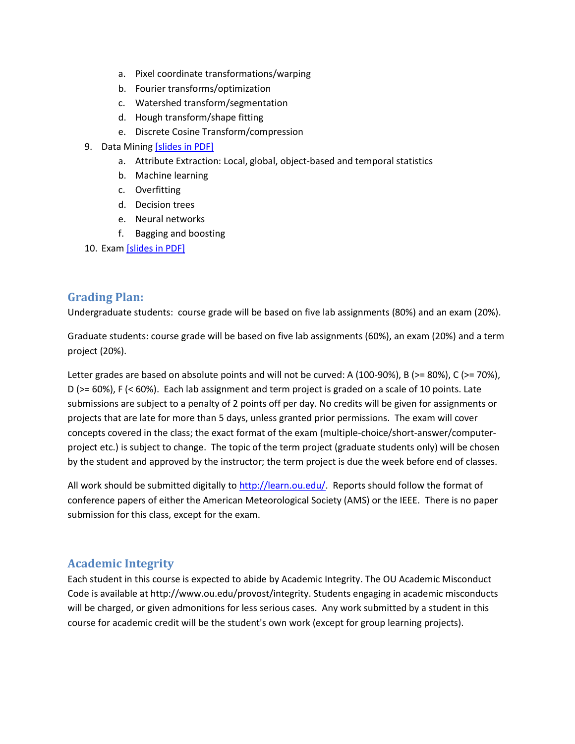a. Pixel coordinate transformations/warping
   b. Fourier transforms/optimization
   c. Watershed transform/segmentation
   d. Hough transform/shape fitting
   e. Discrete Cosine Transform/compression

9. Data Mining [slides in PDF]
   a. Attribute Extraction: Local, global, object-based and temporal statistics
   b. Machine learning
   c. Overfitting
   d. Decision trees
   e. Neural networks
   f. Bagging and boosting
10. Exam [slides in PDF]

## Grading Plan:

Undergraduate students: course grade will be based on five lab assignments (80%) and an exam (20%).

Graduate students: course grade will be based on five lab assignments (60%), an exam (20%) and a term project (20%).

Letter grades are based on absolute points and will not be curved: A (100-90%), B (>= 80%), C (>= 70%), D (>= 60%), F (< 60%). Each lab assignment and term project is graded on a scale of 10 points. Late submissions are subject to a penalty of 2 points off per day. No credits will be given for assignments or projects that are late for more than 5 days, unless granted prior permissions. The exam will cover concepts covered in the class; the exact format of the exam (multiple-choice/short-answer/computer-project etc.) is subject to change. The topic of the term project (graduate students only) will be chosen by the student and approved by the instructor; the term project is due the week before end of classes.

All work should be submitted digitally to http://learn.ou.edu/. Reports should follow the format of conference papers of either the American Meteorological Society (AMS) or the IEEE. There is no paper submission for this class, except for the exam.

## Academic Integrity

Each student in this course is expected to abide by Academic Integrity. The OU Academic Misconduct Code is available at http://www.ou.edu/provost/integrity. Students engaging in academic misconducts will be charged, or given admonitions for less serious cases. Any work submitted by a student in this course for academic credit will be the student's own work (except for group learning projects).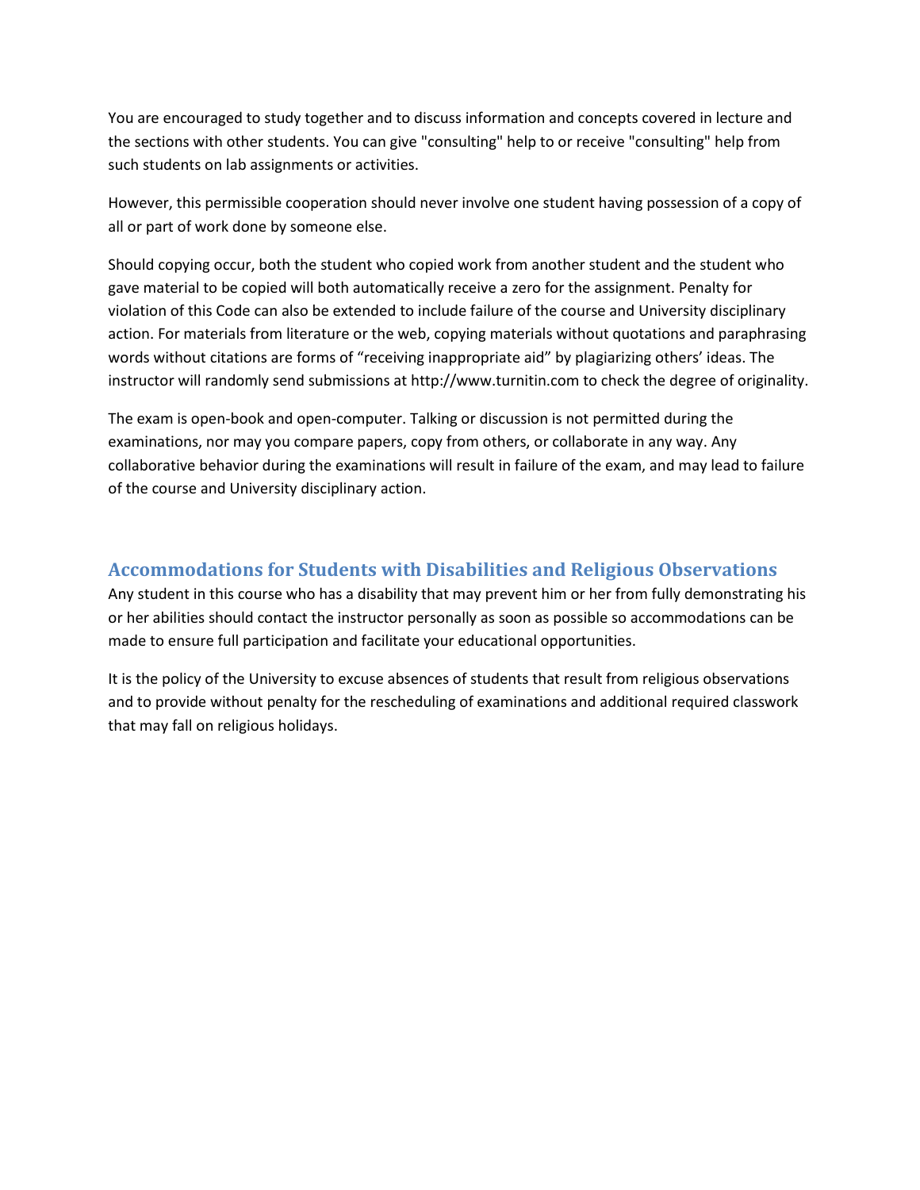You are encouraged to study together and to discuss information and concepts covered in lecture and the sections with other students. You can give "consulting" help to or receive "consulting" help from such students on lab assignments or activities.

However, this permissible cooperation should never involve one student having possession of a copy of all or part of work done by someone else.

Should copying occur, both the student who copied work from another student and the student who gave material to be copied will both automatically receive a zero for the assignment. Penalty for violation of this Code can also be extended to include failure of the course and University disciplinary action. For materials from literature or the web, copying materials without quotations and paraphrasing words without citations are forms of “receiving inappropriate aid” by plagiarizing others’ ideas. The instructor will randomly send submissions at http://www.turnitin.com to check the degree of originality.

The exam is open-book and open-computer. Talking or discussion is not permitted during the examinations, nor may you compare papers, copy from others, or collaborate in any way. Any collaborative behavior during the examinations will result in failure of the exam, and may lead to failure of the course and University disciplinary action.

## Accommodations for Students with Disabilities and Religious Observations

Any student in this course who has a disability that may prevent him or her from fully demonstrating his or her abilities should contact the instructor personally as soon as possible so accommodations can be made to ensure full participation and facilitate your educational opportunities.

It is the policy of the University to excuse absences of students that result from religious observations and to provide without penalty for the rescheduling of examinations and additional required classwork that may fall on religious holidays.